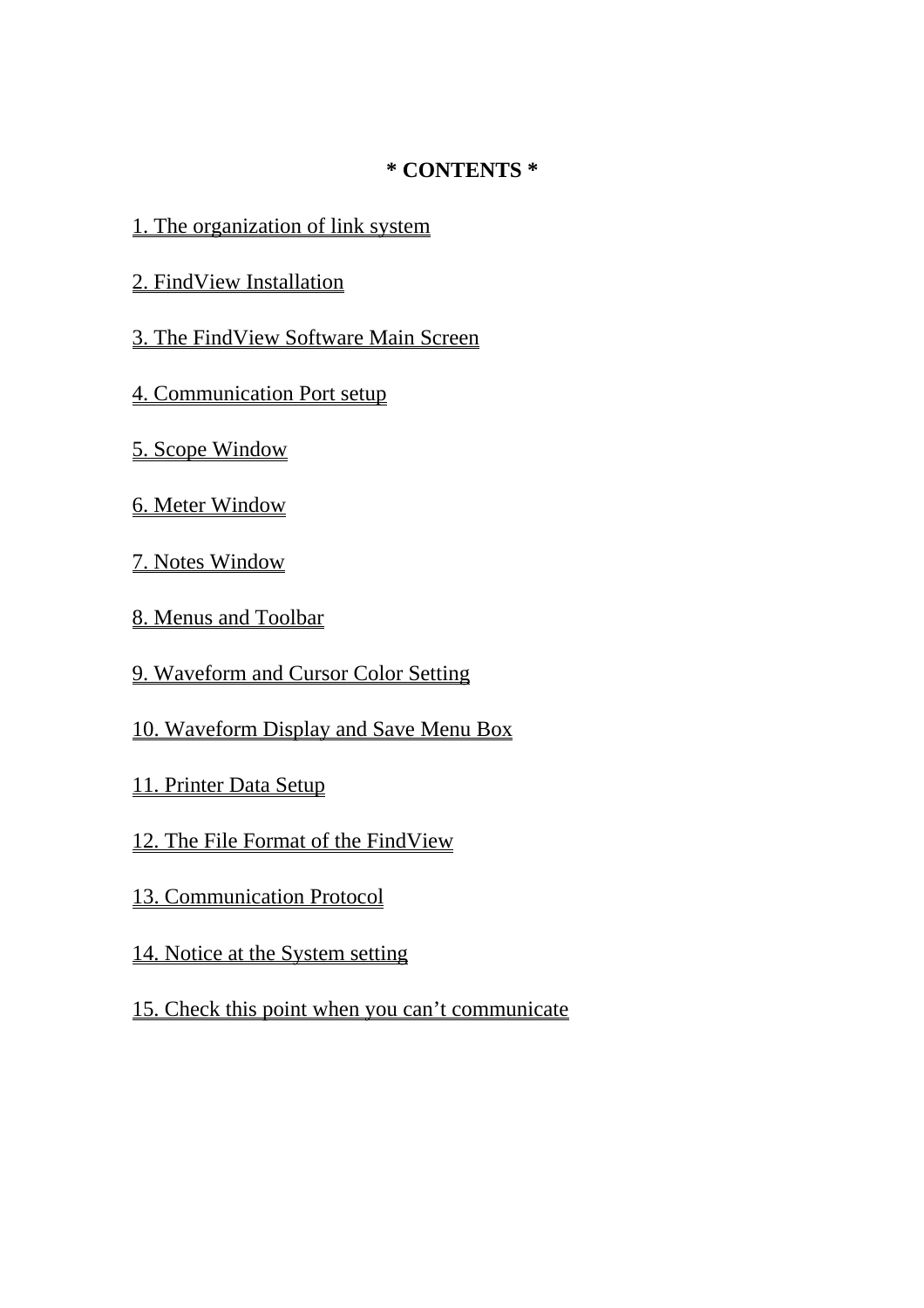**\* CONTENTS \***

1. The organization of link system

2. FindView Installation

3. The FindView Software Main Screen

4. Communication Port setup

5. Scope Window

6. Meter Window

7. Notes Window

8. Menus and Toolbar

9. Waveform and Cursor Color Setting

10. Waveform Display and Save Menu Box

11. Printer Data Setup

12. The File Format of the FindView

13. Communication Protocol

14. Notice at the System setting

15. Check this point when you can't communicate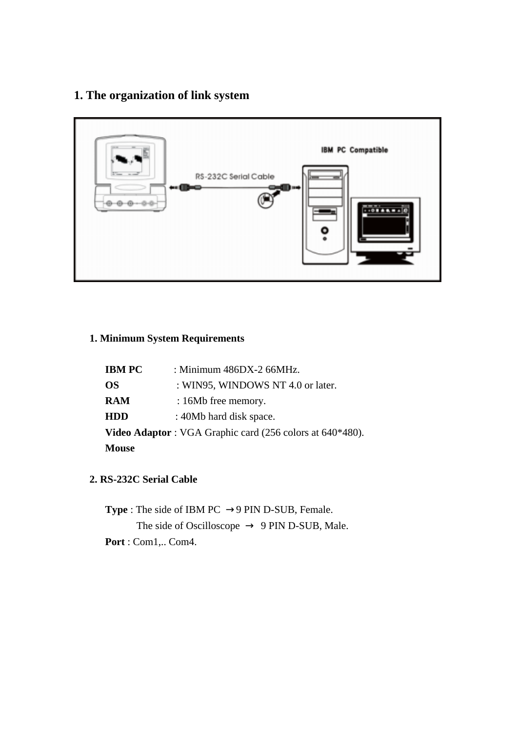## 1. The organization of link system

### 1. Minimum System Requirements

**IBM PC** : Minimum 486DX-2 66MHz.
**OS** : WIN95, WINDOWS NT 4.0 or later.
**RAM** : 16Mb free memory.
**HDD** : 40Mb hard disk space.
**Video Adaptor** : VGA Graphic card (256 colors at 640*480).
**Mouse**

### 2. RS-232C Serial Cable

**Type** : The side of IBM PC → 9 PIN D-SUB, Female.
The side of Oscilloscope → 9 PIN D-SUB, Male.
**Port** : Com1,.. Com4.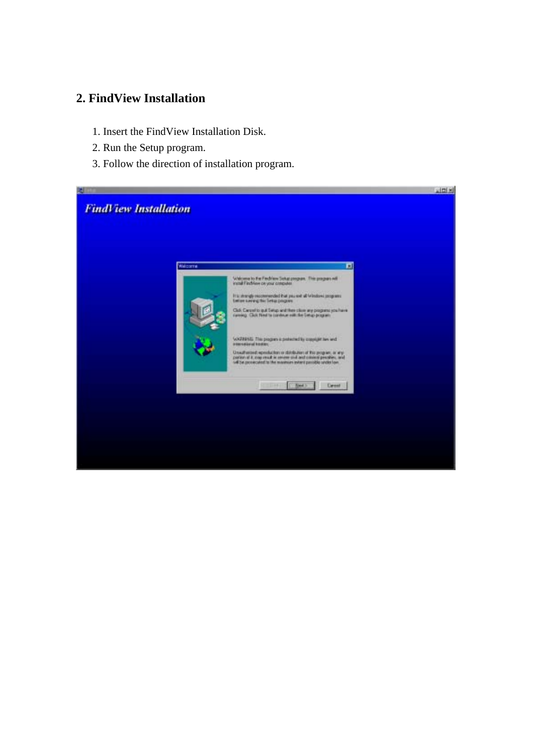## 2. FindView Installation

1. Insert the FindView Installation Disk.
2. Run the Setup program.
3. Follow the direction of installation program.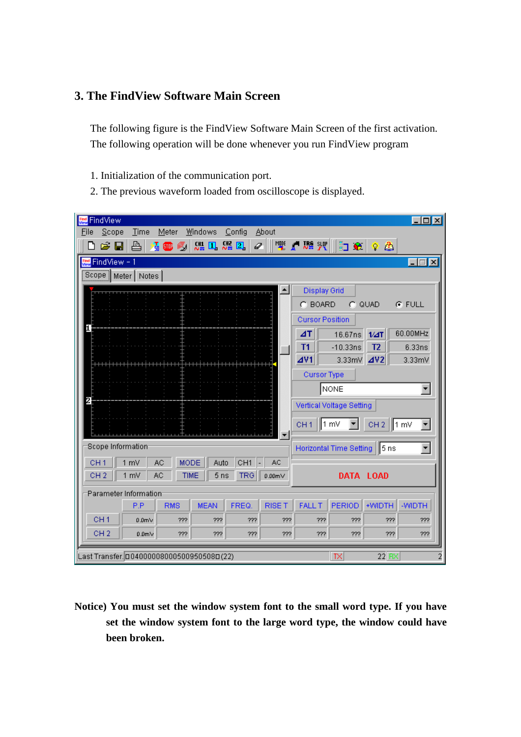## 3. The FindView Software Main Screen

The following figure is the FindView Software Main Screen of the first activation. The following operation will be done whenever you run FindView program

1. Initialization of the communication port.
2. The previous waveform loaded from oscilloscope is displayed.

**Notice) You must set the window system font to the small word type. If you have set the window system font to the large word type, the window could have been broken.**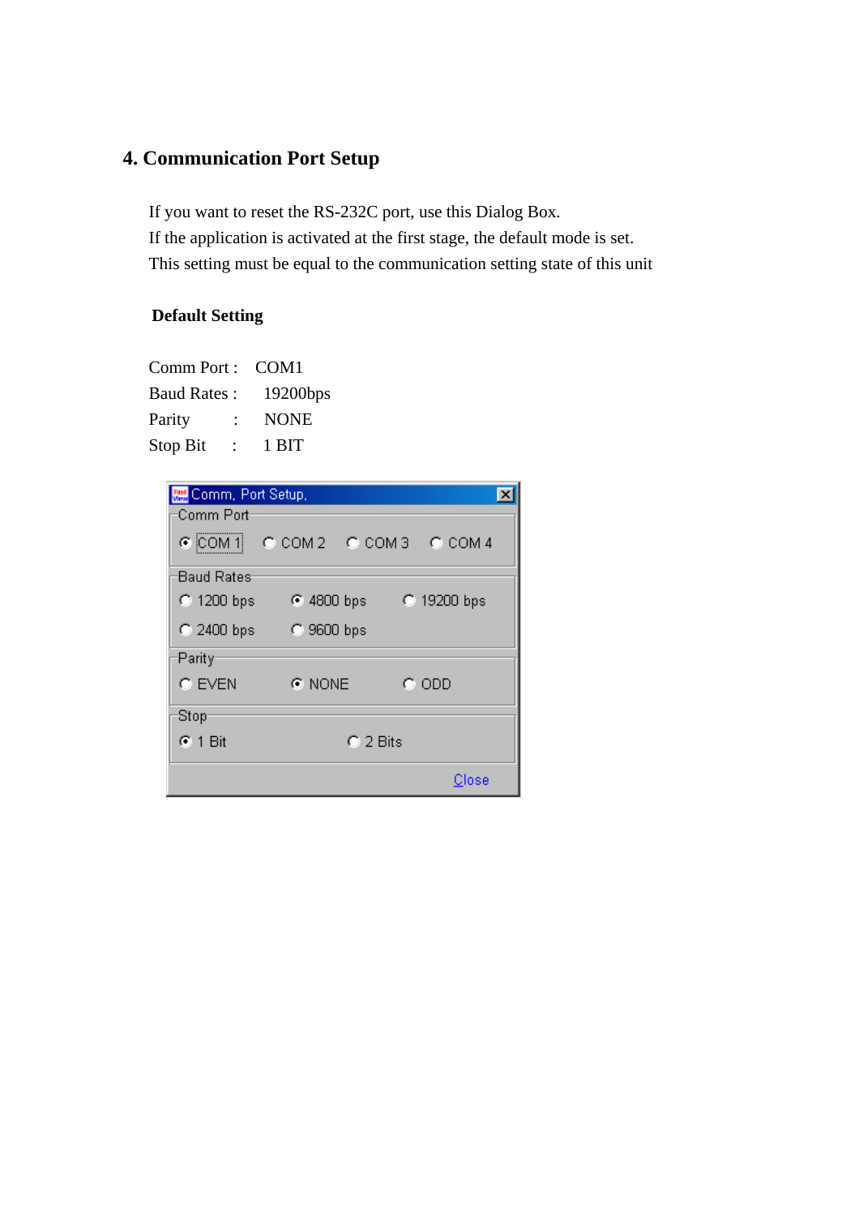## 4. Communication Port Setup

If you want to reset the RS-232C port, use this Dialog Box.
If the application is activated at the first stage, the default mode is set.
This setting must be equal to the communication setting state of this unit

**Default Setting**

Comm Port : COM1
Baud Rates : 19200bps
Parity : NONE
Stop Bit : 1 BIT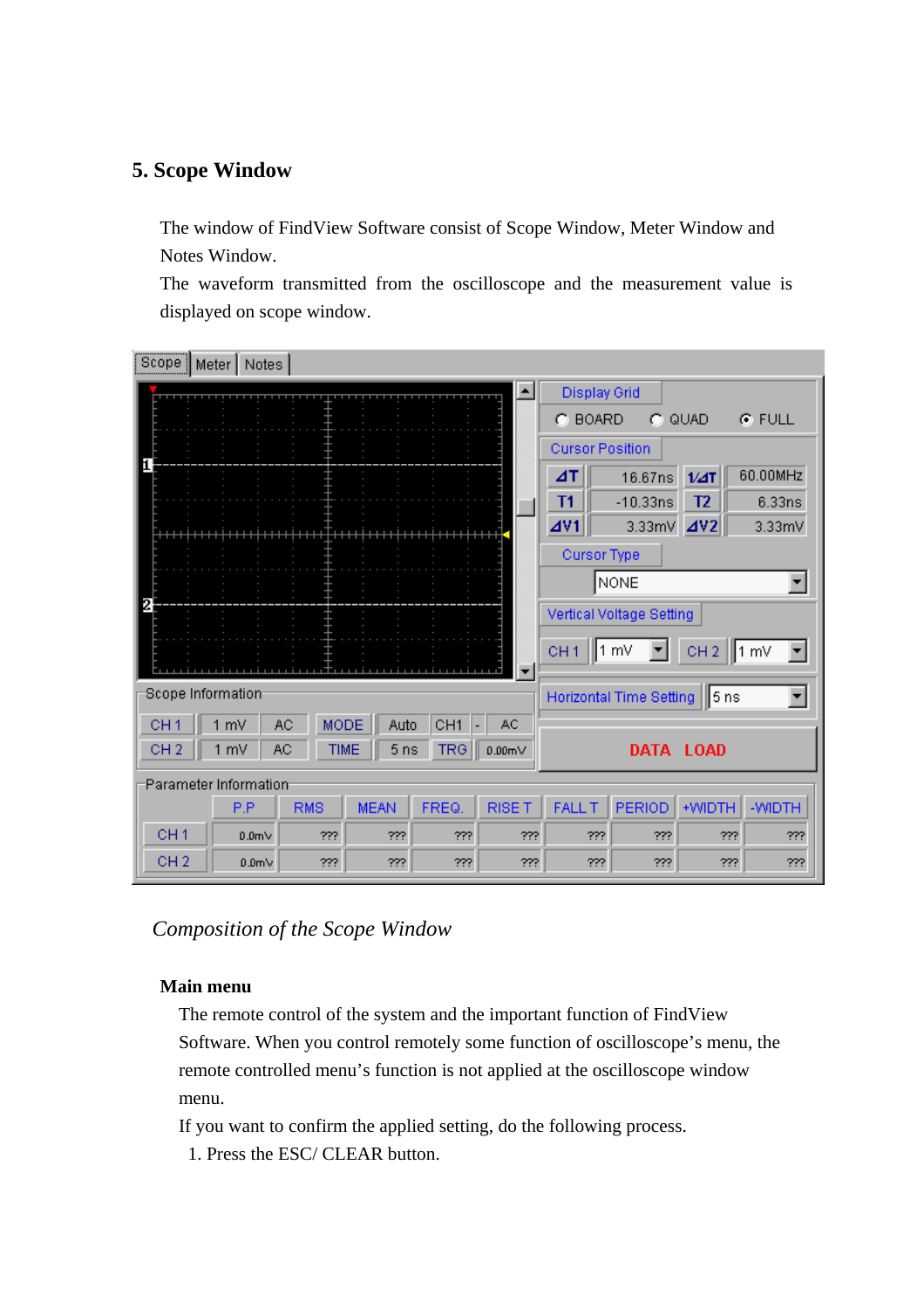## 5. Scope Window

The window of FindView Software consist of Scope Window, Meter Window and Notes Window.

The waveform transmitted from the oscilloscope and the measurement value is displayed on scope window.

*Composition of the Scope Window*

**Main menu**

The remote control of the system and the important function of FindView Software. When you control remotely some function of oscilloscope's menu, the remote controlled menu's function is not applied at the oscilloscope window menu.

If you want to confirm the applied setting, do the following process.

1. Press the ESC/ CLEAR button.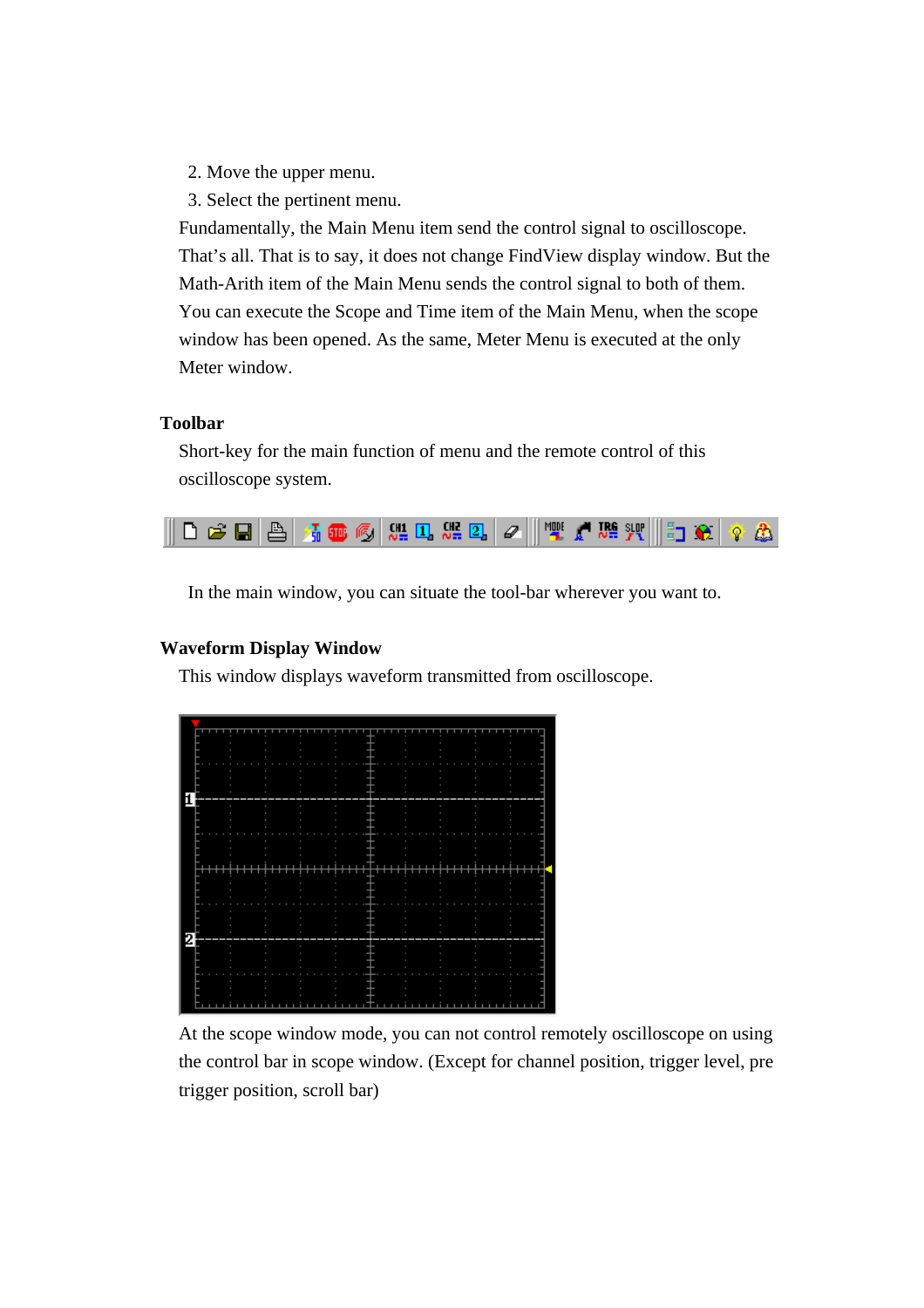2. Move the upper menu.
3. Select the pertinent menu.

Fundamentally, the Main Menu item send the control signal to oscilloscope. That's all. That is to say, it does not change FindView display window. But the Math-Arith item of the Main Menu sends the control signal to both of them. You can execute the Scope and Time item of the Main Menu, when the scope window has been opened. As the same, Meter Menu is executed at the only Meter window.

**Toolbar**

Short-key for the main function of menu and the remote control of this oscilloscope system.

In the main window, you can situate the tool-bar wherever you want to.

**Waveform Display Window**

This window displays waveform transmitted from oscilloscope.

At the scope window mode, you can not control remotely oscilloscope on using the control bar in scope window. (Except for channel position, trigger level, pre trigger position, scroll bar)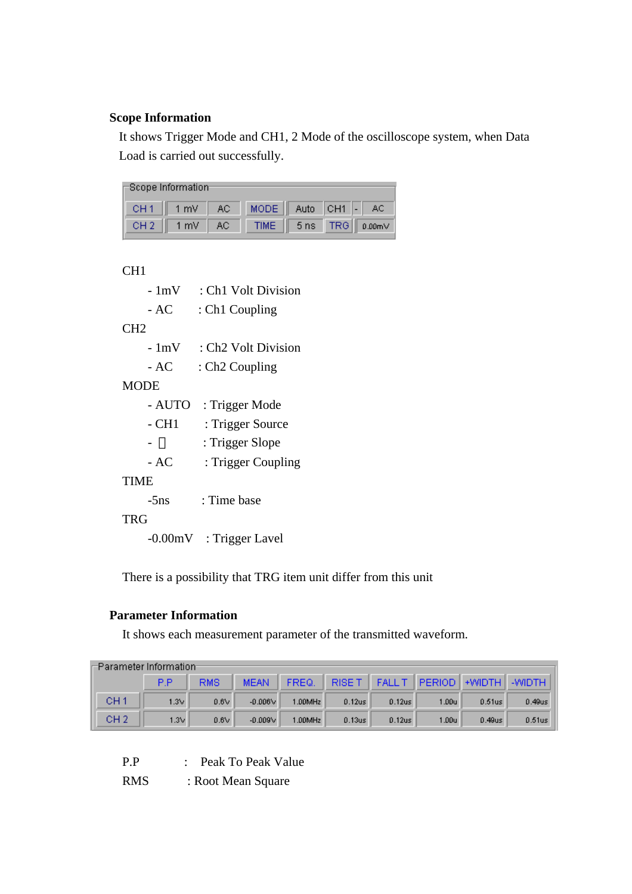**Scope Information**

It shows Trigger Mode and CH1, 2 Mode of the oscilloscope system, when Data Load is carried out successfully.

| Scope Information | | | | | | | |
|---|---|---|---|---|---|---|---|
| CH 1 | 1 mV | AC | MODE | Auto | CH1 | - | AC |
| CH 2 | 1 mV | AC | TIME | 5 ns | TRG | 0.00mV | |

CH1

- 1mV : Ch1 Volt Division
- AC : Ch1 Coupling

CH2

- 1mV : Ch2 Volt Division
- AC : Ch2 Coupling

MODE

- AUTO : Trigger Mode
- CH1 : Trigger Source
- - : Trigger Slope
- AC : Trigger Coupling

TIME

-5ns : Time base

TRG

-0.00mV : Trigger Lavel

There is a possibility that TRG item unit differ from this unit

**Parameter Information**

It shows each measurement parameter of the transmitted waveform.

| | P.P | RMS | MEAN | FREQ. | RISE T | FALL T | PERIOD | +WIDTH | -WIDTH |
|---|---|---|---|---|---|---|---|---|---|
| CH 1 | 1.3V | 0.6V | -0.006V | 1.00MHz | 0.12us | 0.12us | 1.00u | 0.51us | 0.49us |
| CH 2 | 1.3V | 0.6V | -0.009V | 1.00MHz | 0.13us | 0.12us | 1.00u | 0.49us | 0.51us |

P.P : Peak To Peak Value

RMS : Root Mean Square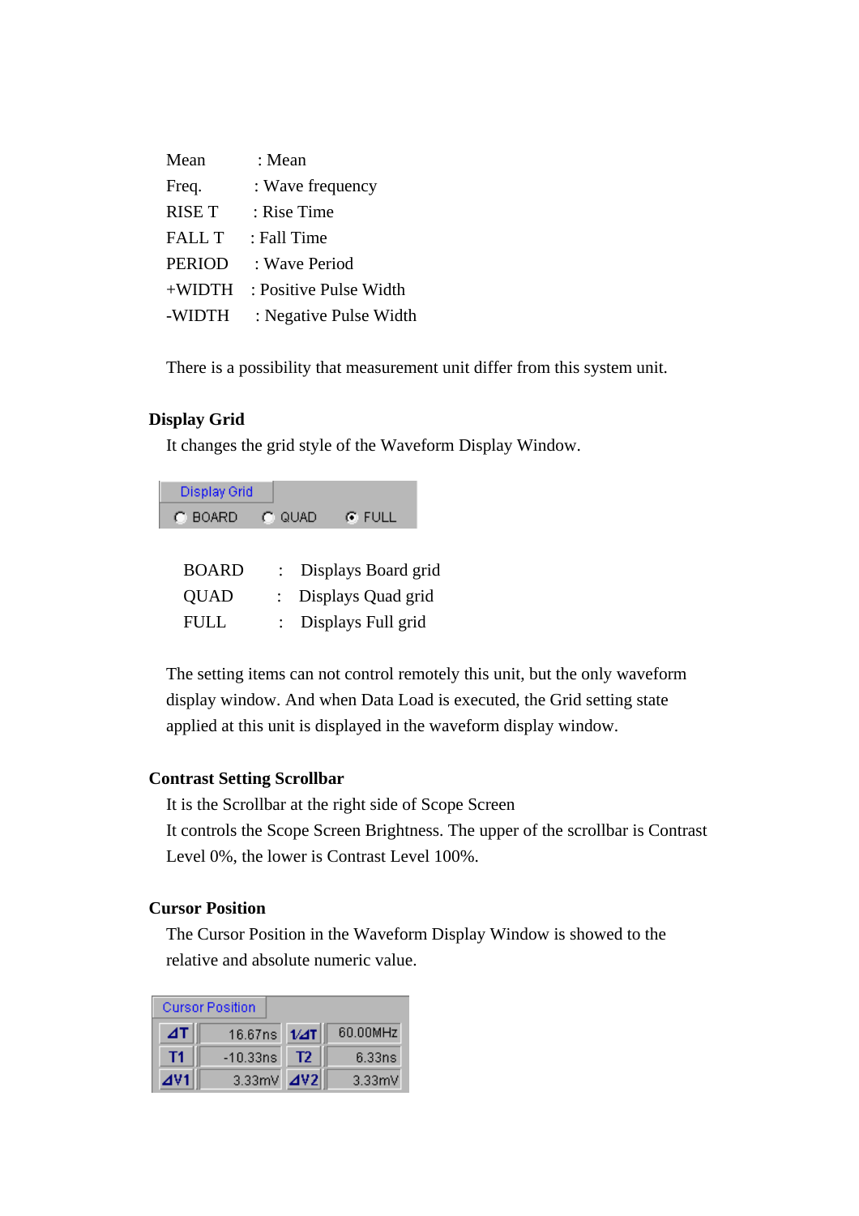Mean : Mean
Freq. : Wave frequency
RISE T : Rise Time
FALL T : Fall Time
PERIOD : Wave Period
+WIDTH : Positive Pulse Width
-WIDTH : Negative Pulse Width

There is a possibility that measurement unit differ from this system unit.

**Display Grid**

It changes the grid style of the Waveform Display Window.

Display Grid
○ BOARD ○ QUAD ◉ FULL

BOARD : Displays Board grid
QUAD : Displays Quad grid
FULL : Displays Full grid

The setting items can not control remotely this unit, but the only waveform display window. And when Data Load is executed, the Grid setting state applied at this unit is displayed in the waveform display window.

**Contrast Setting Scrollbar**

It is the Scrollbar at the right side of Scope Screen
It controls the Scope Screen Brightness. The upper of the scrollbar is Contrast Level 0%, the lower is Contrast Level 100%.

**Cursor Position**

The Cursor Position in the Waveform Display Window is showed to the relative and absolute numeric value.

Cursor Position

| | | | |
|---|---|---|---|
| ⊿T | 16.67ns | 1/⊿T | 60.00MHz |
| T1 | -10.33ns | T2 | 6.33ns |
| ⊿V1 | 3.33mV | ⊿V2 | 3.33mV |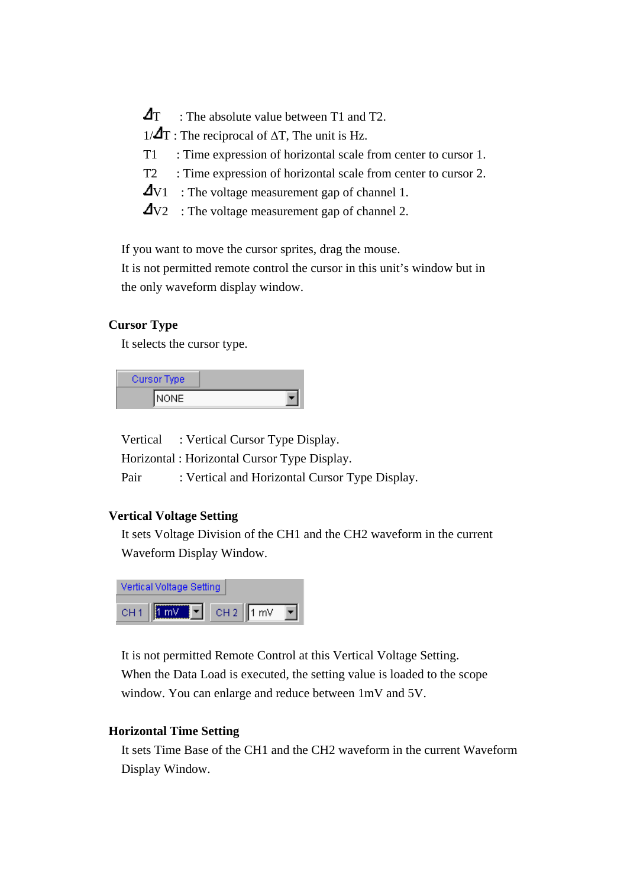ΔT : The absolute value between T1 and T2.
1/ΔT : The reciprocal of ΔT, The unit is Hz.
T1 : Time expression of horizontal scale from center to cursor 1.
T2 : Time expression of horizontal scale from center to cursor 2.
ΔV1 : The voltage measurement gap of channel 1.
ΔV2 : The voltage measurement gap of channel 2.

If you want to move the cursor sprites, drag the mouse.
It is not permitted remote control the cursor in this unit's window but in the only waveform display window.

**Cursor Type**

It selects the cursor type.

Cursor Type
NONE

Vertical : Vertical Cursor Type Display.
Horizontal : Horizontal Cursor Type Display.
Pair : Vertical and Horizontal Cursor Type Display.

**Vertical Voltage Setting**

It sets Voltage Division of the CH1 and the CH2 waveform in the current Waveform Display Window.

Vertical Voltage Setting
CH 1 1 mV CH 2 1 mV

It is not permitted Remote Control at this Vertical Voltage Setting.
When the Data Load is executed, the setting value is loaded to the scope window. You can enlarge and reduce between 1mV and 5V.

**Horizontal Time Setting**

It sets Time Base of the CH1 and the CH2 waveform in the current Waveform Display Window.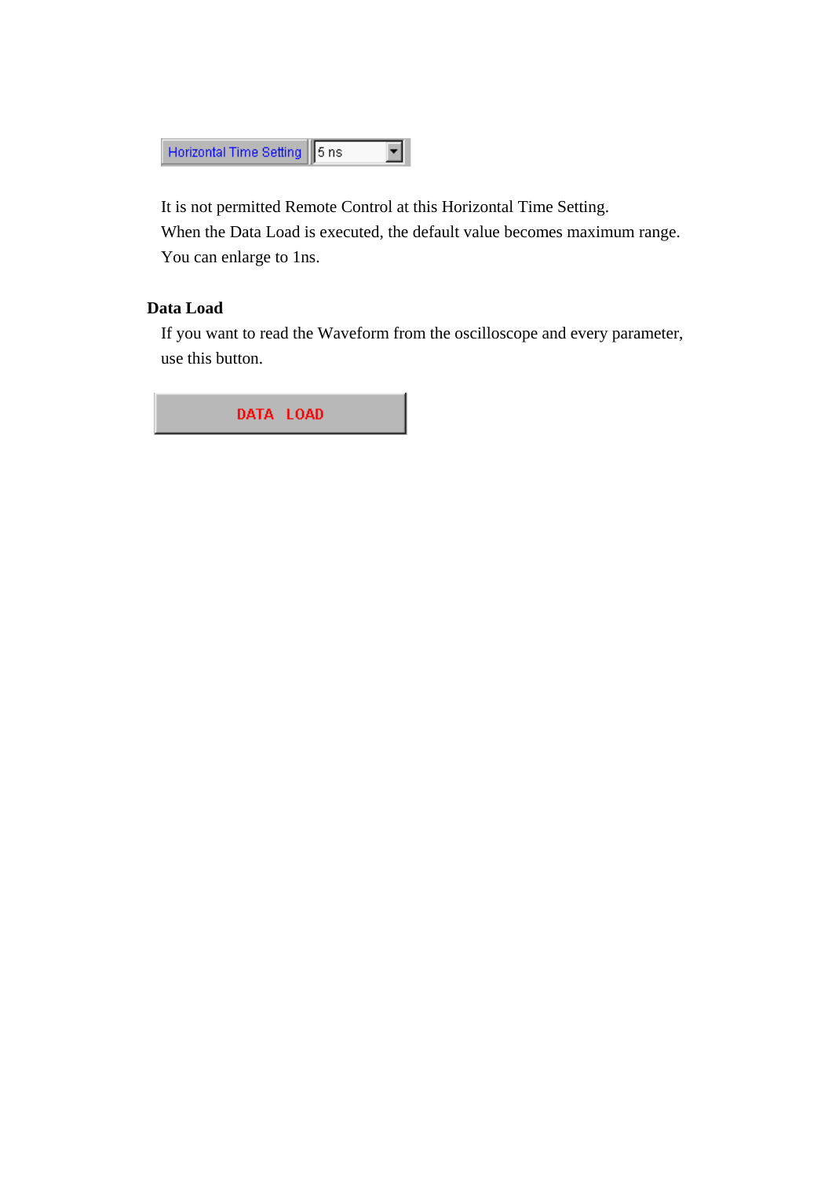Horizontal Time Setting | 5 ns

It is not permitted Remote Control at this Horizontal Time Setting.
When the Data Load is executed, the default value becomes maximum range.
You can enlarge to 1ns.

**Data Load**

If you want to read the Waveform from the oscilloscope and every parameter, use this button.

DATA LOAD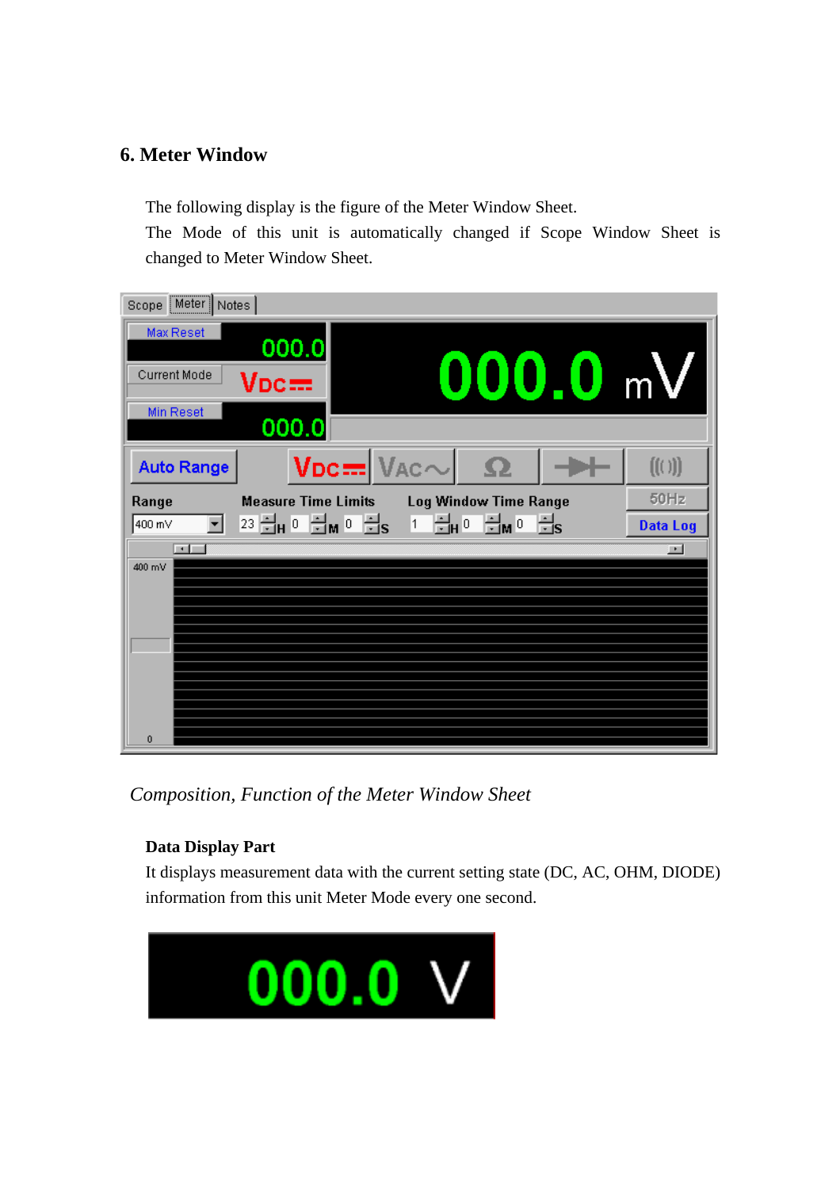## 6. Meter Window

The following display is the figure of the Meter Window Sheet.
The Mode of this unit is automatically changed if Scope Window Sheet is changed to Meter Window Sheet.

*Composition, Function of the Meter Window Sheet*

**Data Display Part**

It displays measurement data with the current setting state (DC, AC, OHM, DIODE) information from this unit Meter Mode every one second.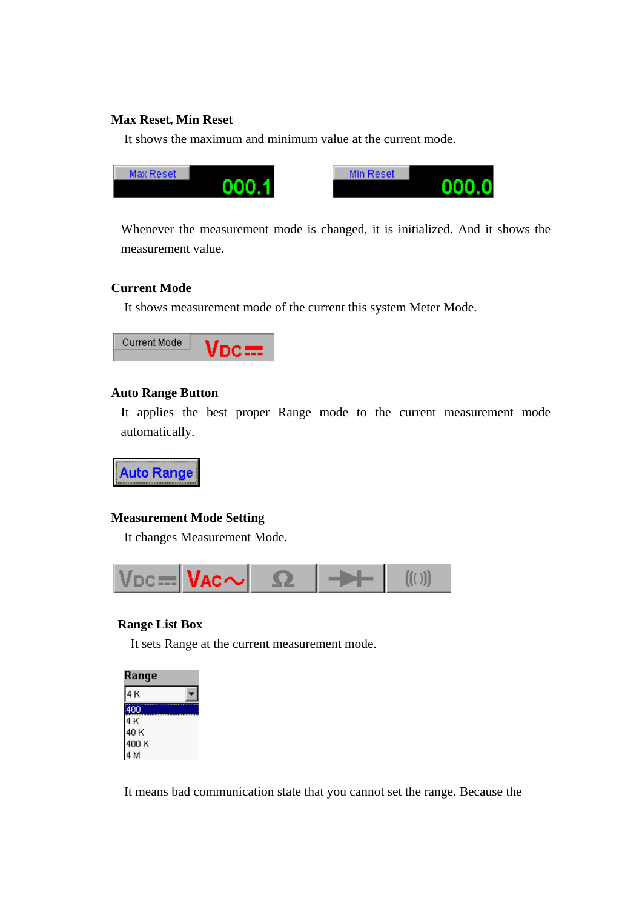**Max Reset, Min Reset**

It shows the maximum and minimum value at the current mode.

Whenever the measurement mode is changed, it is initialized. And it shows the measurement value.

**Current Mode**

It shows measurement mode of the current this system Meter Mode.

**Auto Range Button**

It applies the best proper Range mode to the current measurement mode automatically.

**Measurement Mode Setting**

It changes Measurement Mode.

**Range List Box**

It sets Range at the current measurement mode.

It means bad communication state that you cannot set the range. Because the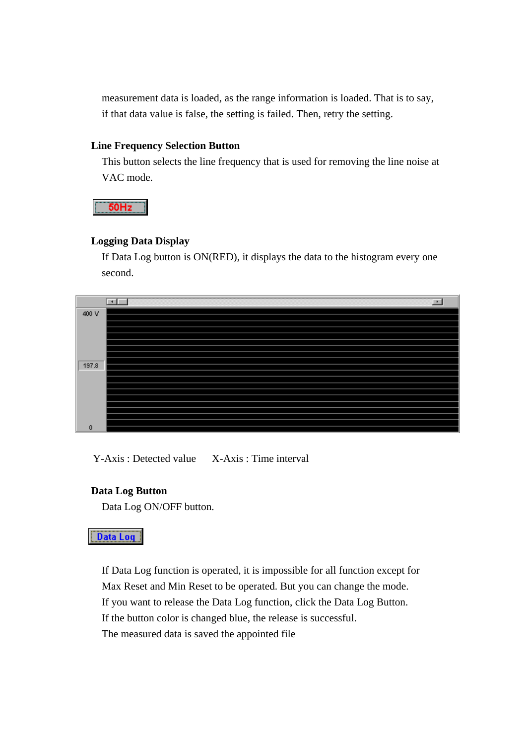measurement data is loaded, as the range information is loaded. That is to say, if that data value is false, the setting is failed. Then, retry the setting.

**Line Frequency Selection Button**

This button selects the line frequency that is used for removing the line noise at VAC mode.

50Hz

**Logging Data Display**

If Data Log button is ON(RED), it displays the data to the histogram every one second.

400 V

197.8

0

Y-Axis : Detected value     X-Axis : Time interval

**Data Log Button**

Data Log ON/OFF button.

Data Log

If Data Log function is operated, it is impossible for all function except for Max Reset and Min Reset to be operated. But you can change the mode.
If you want to release the Data Log function, click the Data Log Button.
If the button color is changed blue, the release is successful.
The measured data is saved the appointed file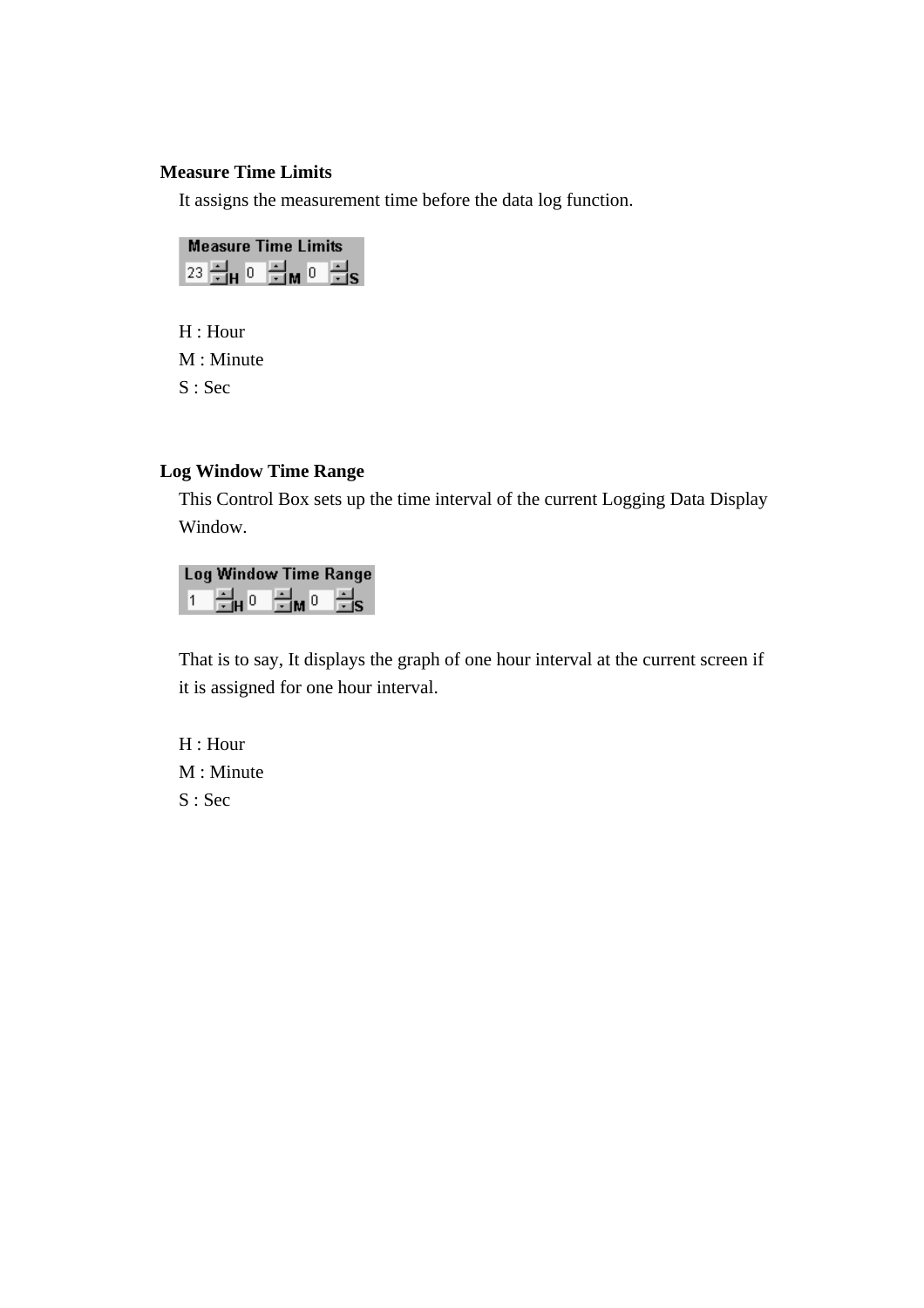**Measure Time Limits**

It assigns the measurement time before the data log function.

H : Hour
M : Minute
S : Sec

**Log Window Time Range**

This Control Box sets up the time interval of the current Logging Data Display Window.

That is to say, It displays the graph of one hour interval at the current screen if it is assigned for one hour interval.

H : Hour
M : Minute
S : Sec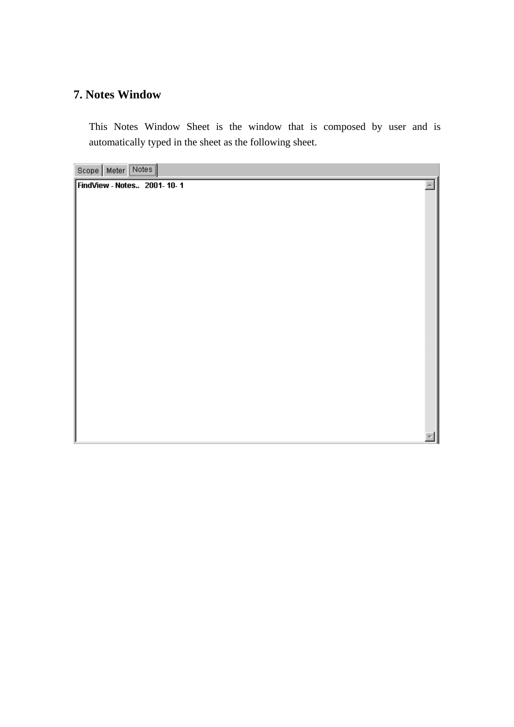## 7. Notes Window

This Notes Window Sheet is the window that is composed by user and is automatically typed in the sheet as the following sheet.

Scope | Meter | Notes

FindView - Notes.. 2001- 10- 1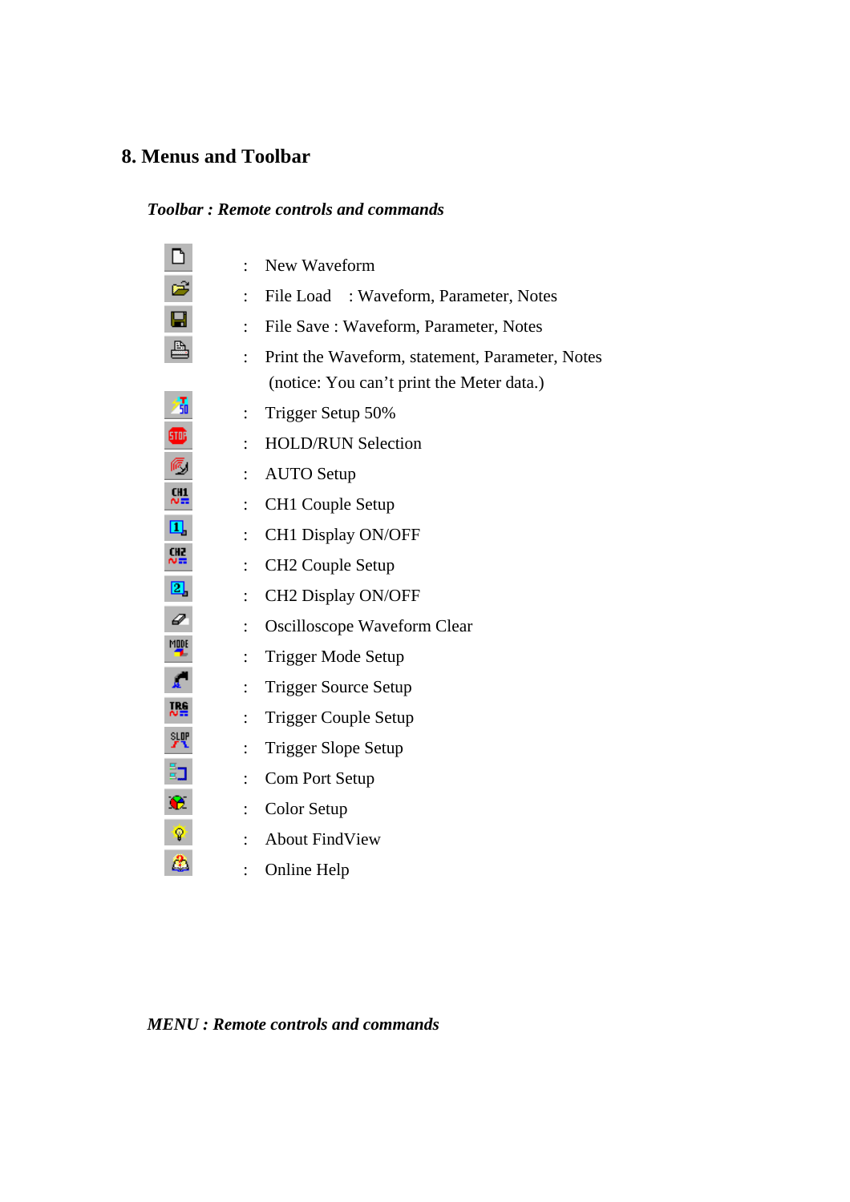# 8. Menus and Toolbar

***Toolbar : Remote controls and commands***

: New Waveform

: File Load : Waveform, Parameter, Notes

: File Save : Waveform, Parameter, Notes

: Print the Waveform, statement, Parameter, Notes
  (notice: You can't print the Meter data.)

: Trigger Setup 50%

: HOLD/RUN Selection

: AUTO Setup

: CH1 Couple Setup

: CH1 Display ON/OFF

: CH2 Couple Setup

: CH2 Display ON/OFF

: Oscilloscope Waveform Clear

: Trigger Mode Setup

: Trigger Source Setup

: Trigger Couple Setup

: Trigger Slope Setup

: Com Port Setup

: Color Setup

: About FindView

: Online Help

***MENU : Remote controls and commands***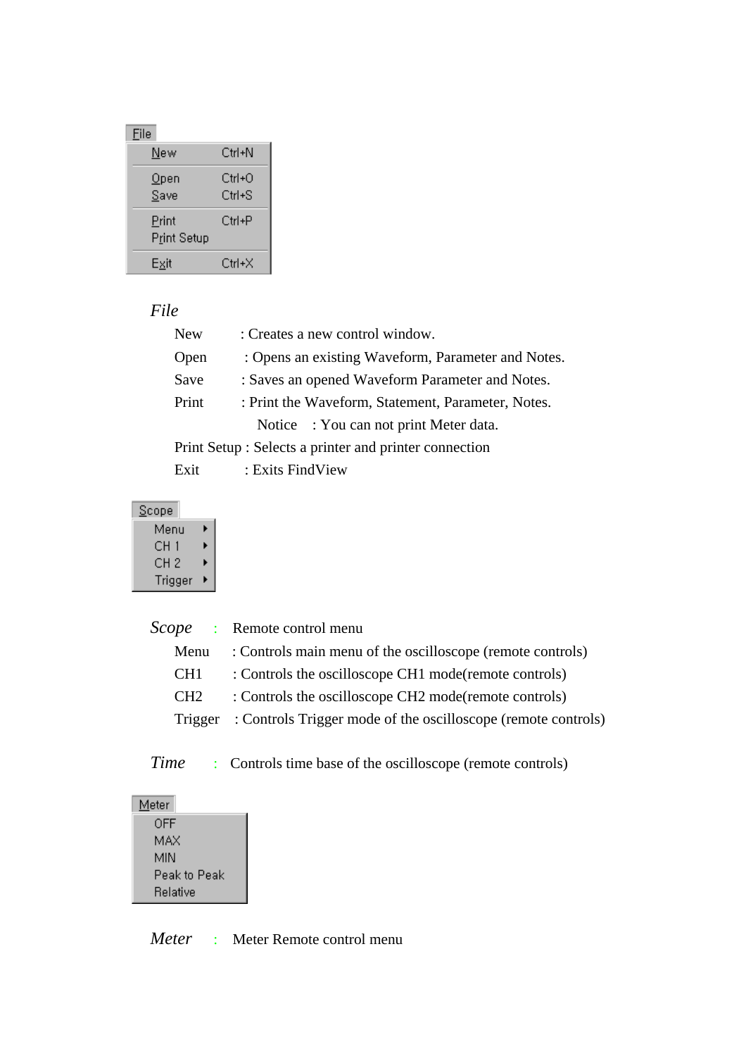File

New Ctrl+N

Open Ctrl+O

Save Ctrl+S

Print Ctrl+P

Print Setup

Exit Ctrl+X

*File*

- New : Creates a new control window.
- Open : Opens an existing Waveform, Parameter and Notes.
- Save : Saves an opened Waveform Parameter and Notes.
- Print : Print the Waveform, Statement, Parameter, Notes.
  - Notice : You can not print Meter data.
- Print Setup : Selects a printer and printer connection
- Exit : Exits FindView

Scope

Menu

CH 1

CH 2

Trigger

*Scope* : Remote control menu

- Menu : Controls main menu of the oscilloscope (remote controls)
- CH1 : Controls the oscilloscope CH1 mode(remote controls)
- CH2 : Controls the oscilloscope CH2 mode(remote controls)
- Trigger : Controls Trigger mode of the oscilloscope (remote controls)

*Time* : Controls time base of the oscilloscope (remote controls)

Meter

OFF

MAX

MIN

Peak to Peak

Relative

*Meter* : Meter Remote control menu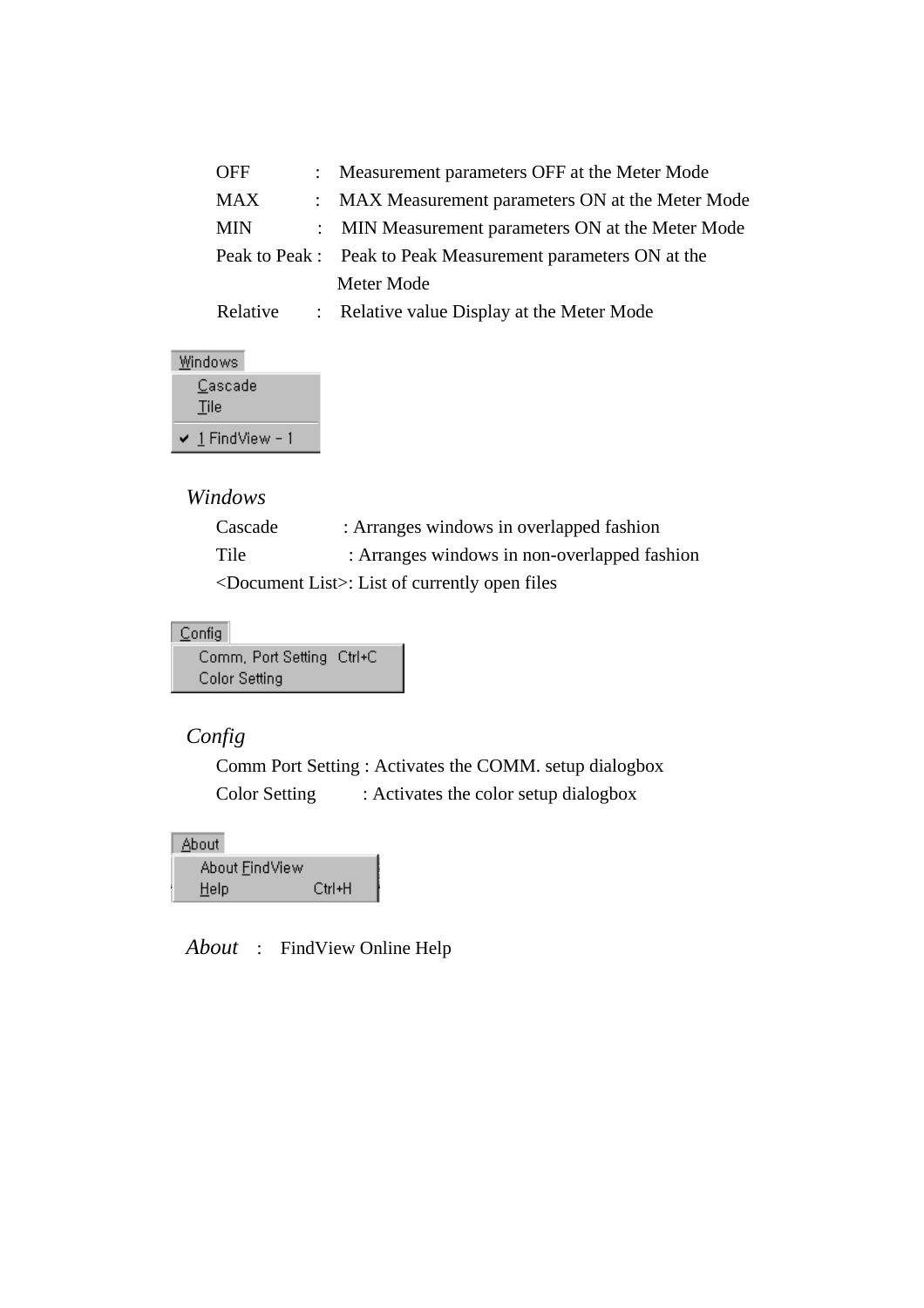OFF : Measurement parameters OFF at the Meter Mode
MAX : MAX Measurement parameters ON at the Meter Mode
MIN : MIN Measurement parameters ON at the Meter Mode
Peak to Peak : Peak to Peak Measurement parameters ON at the Meter Mode
Relative : Relative value Display at the Meter Mode

Windows
Cascade
Tile
✔ 1 FindView - 1

*Windows*

Cascade : Arranges windows in overlapped fashion
Tile : Arranges windows in non-overlapped fashion
<Document List>: List of currently open files

Config
Comm. Port Setting Ctrl+C
Color Setting

*Config*

Comm Port Setting : Activates the COMM. setup dialogbox
Color Setting : Activates the color setup dialogbox

About
About FindView
Help Ctrl+H

*About* : FindView Online Help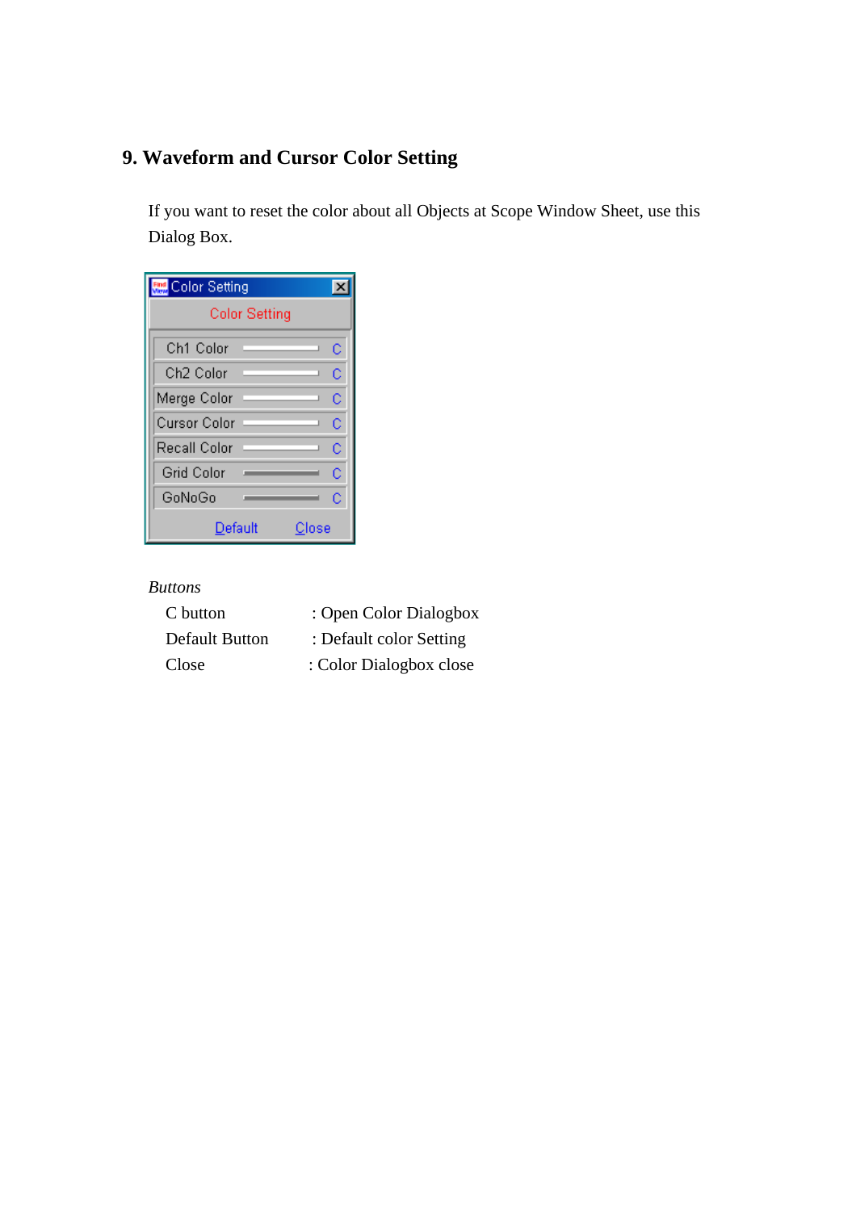## 9. Waveform and Cursor Color Setting

If you want to reset the color about all Objects at Scope Window Sheet, use this Dialog Box.

*Buttons*

| | |
|---|---|
| C button | : Open Color Dialogbox |
| Default Button | : Default color Setting |
| Close | : Color Dialogbox close |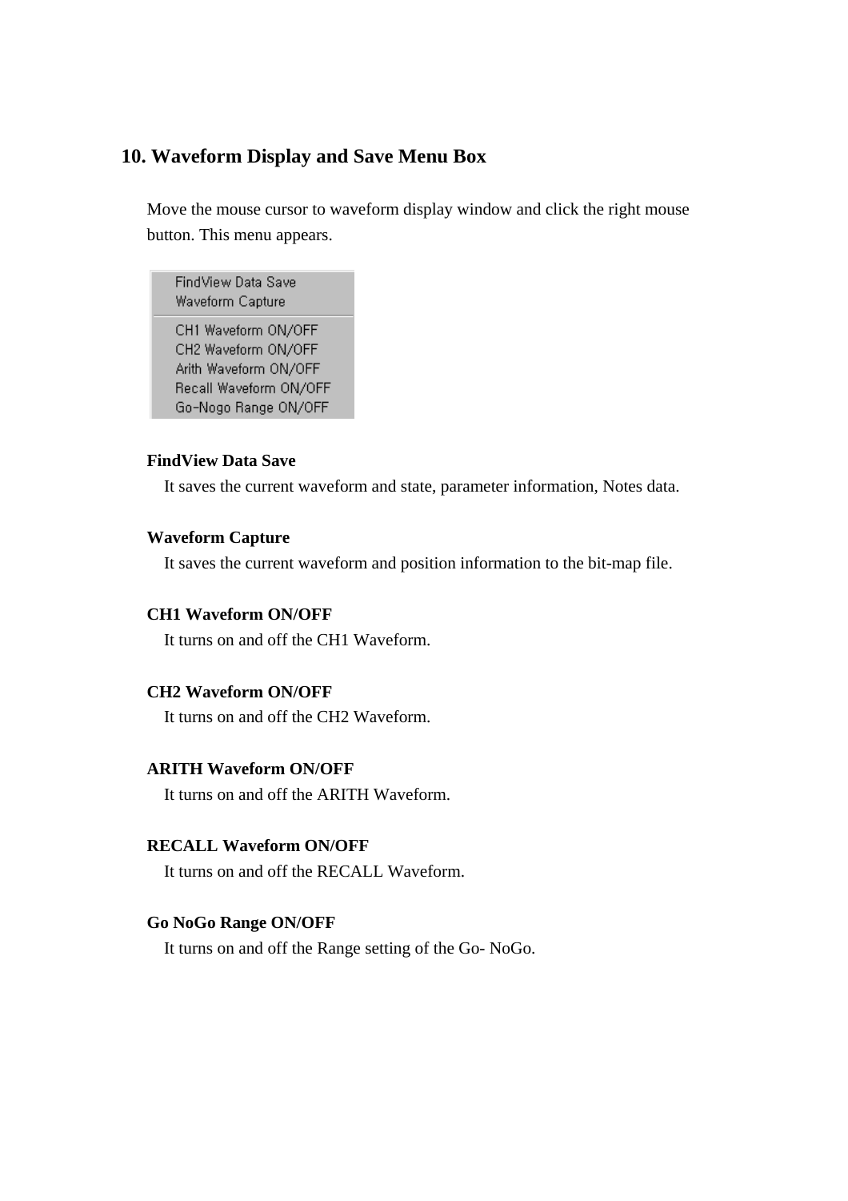## 10. Waveform Display and Save Menu Box

Move the mouse cursor to waveform display window and click the right mouse button. This menu appears.

FindView Data Save
Waveform Capture

CH1 Waveform ON/OFF
CH2 Waveform ON/OFF
Arith Waveform ON/OFF
Recall Waveform ON/OFF
Go-Nogo Range ON/OFF

**FindView Data Save**

It saves the current waveform and state, parameter information, Notes data.

**Waveform Capture**

It saves the current waveform and position information to the bit-map file.

**CH1 Waveform ON/OFF**

It turns on and off the CH1 Waveform.

**CH2 Waveform ON/OFF**

It turns on and off the CH2 Waveform.

**ARITH Waveform ON/OFF**

It turns on and off the ARITH Waveform.

**RECALL Waveform ON/OFF**

It turns on and off the RECALL Waveform.

**Go NoGo Range ON/OFF**

It turns on and off the Range setting of the Go- NoGo.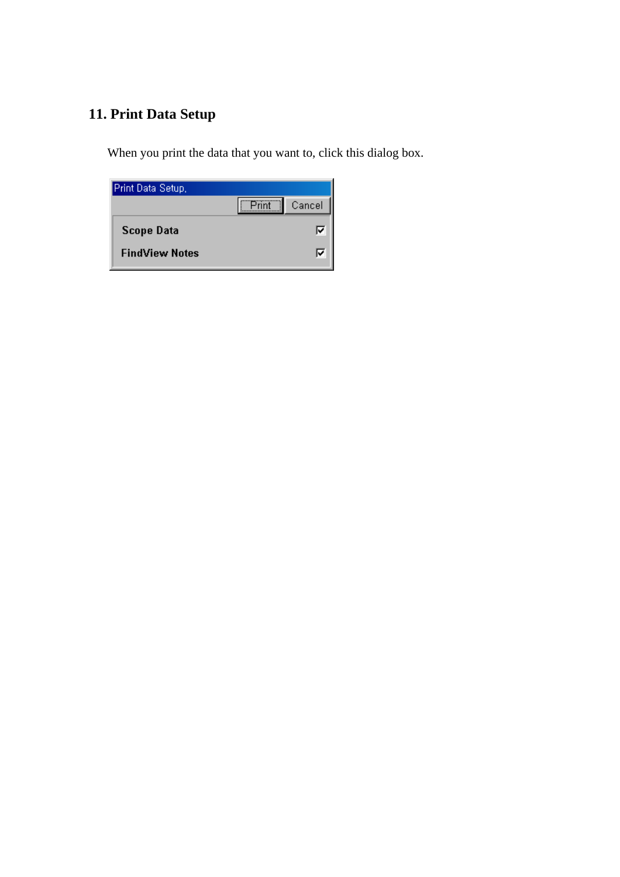## 11. Print Data Setup

When you print the data that you want to, click this dialog box.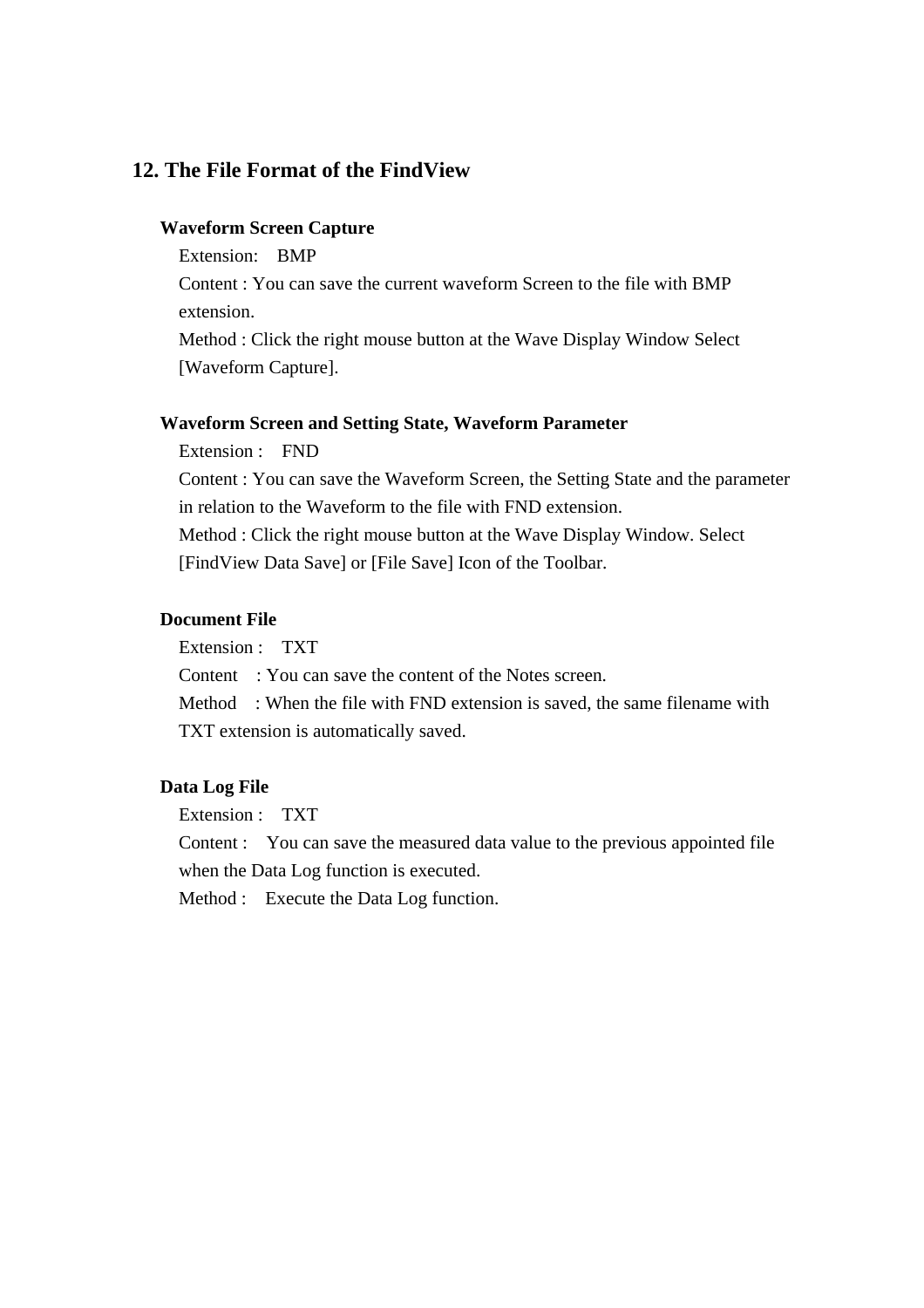## 12. The File Format of the FindView

**Waveform Screen Capture**

Extension: BMP

Content : You can save the current waveform Screen to the file with BMP extension.

Method : Click the right mouse button at the Wave Display Window Select [Waveform Capture].

**Waveform Screen and Setting State, Waveform Parameter**

Extension : FND

Content : You can save the Waveform Screen, the Setting State and the parameter in relation to the Waveform to the file with FND extension.

Method : Click the right mouse button at the Wave Display Window. Select [FindView Data Save] or [File Save] Icon of the Toolbar.

**Document File**

Extension : TXT

Content : You can save the content of the Notes screen.

Method : When the file with FND extension is saved, the same filename with TXT extension is automatically saved.

**Data Log File**

Extension : TXT

Content : You can save the measured data value to the previous appointed file when the Data Log function is executed.

Method : Execute the Data Log function.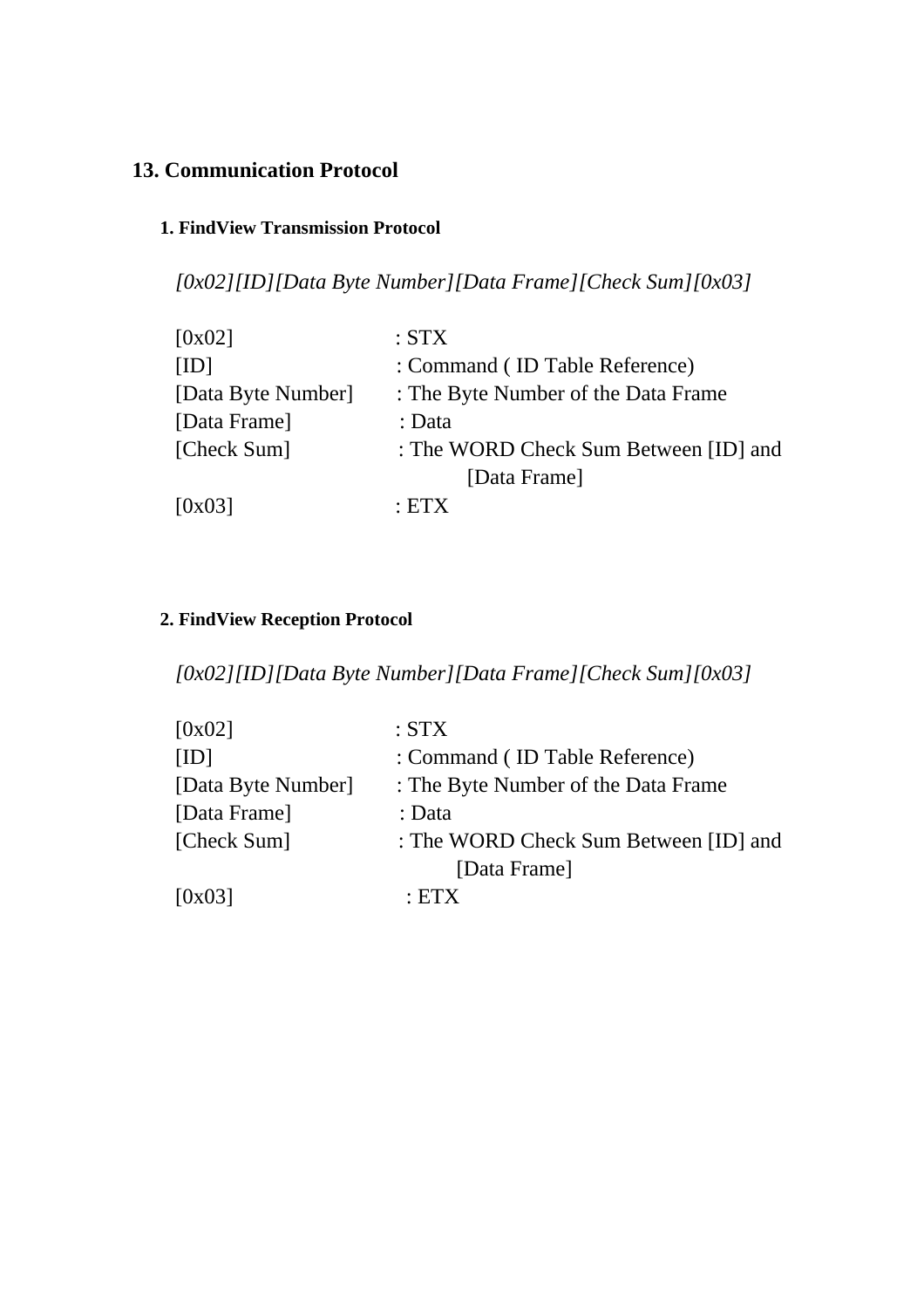# 13. Communication Protocol

### 1. FindView Transmission Protocol

*[0x02][ID][Data Byte Number][Data Frame][Check Sum][0x03]*

| | |
|---|---|
| [0x02] | : STX |
| [ID] | : Command ( ID Table Reference) |
| [Data Byte Number] | : The Byte Number of the Data Frame |
| [Data Frame] | : Data |
| [Check Sum] | : The WORD Check Sum Between [ID] and [Data Frame] |
| [0x03] | : ETX |

### 2. FindView Reception Protocol

*[0x02][ID][Data Byte Number][Data Frame][Check Sum][0x03]*

| | |
|---|---|
| [0x02] | : STX |
| [ID] | : Command ( ID Table Reference) |
| [Data Byte Number] | : The Byte Number of the Data Frame |
| [Data Frame] | : Data |
| [Check Sum] | : The WORD Check Sum Between [ID] and [Data Frame] |
| [0x03] | : ETX |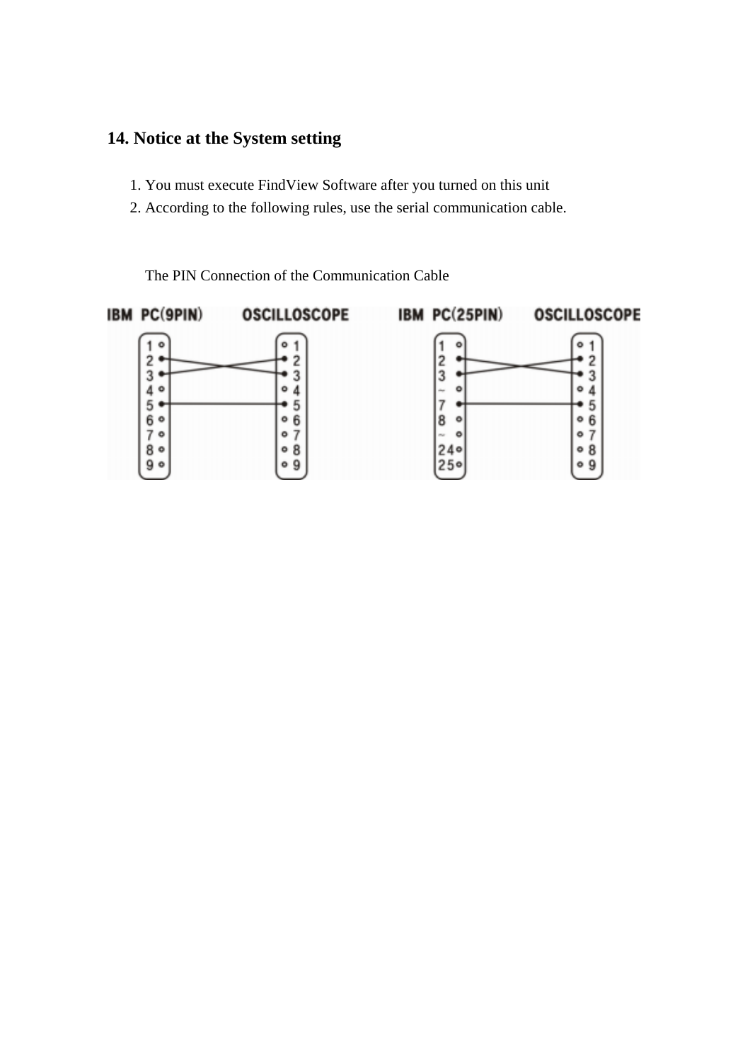## 14. Notice at the System setting

1. You must execute FindView Software after you turned on this unit
2. According to the following rules, use the serial communication cable.

The PIN Connection of the Communication Cable

| IBM PC(9PIN) | OSCILLOSCOPE |
| --- | --- |
| 2 | 3 |
| 3 | 2 |
| 5 | 5 |

| IBM PC(25PIN) | OSCILLOSCOPE |
| --- | --- |
| 2 | 3 |
| 3 | 2 |
| 7 | 5 |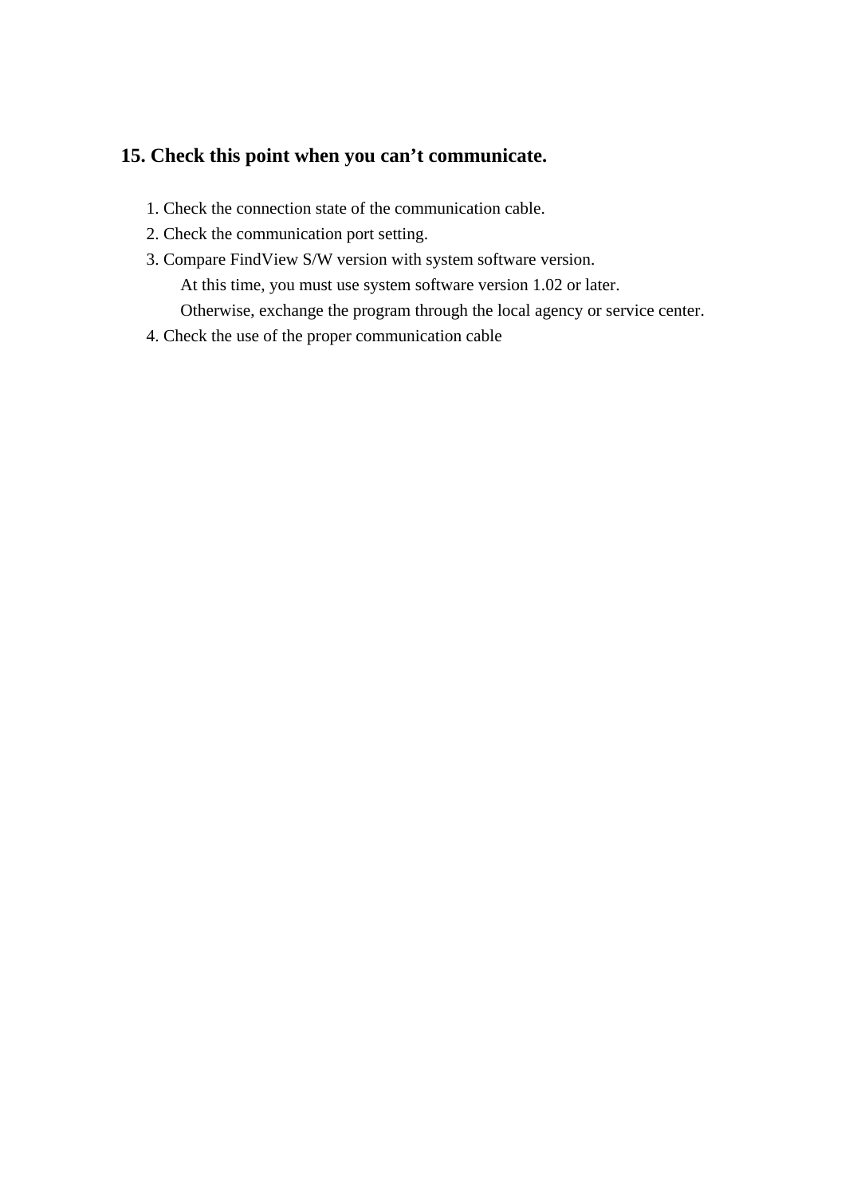## 15. Check this point when you can't communicate.

1. Check the connection state of the communication cable.
2. Check the communication port setting.
3. Compare FindView S/W version with system software version.
   At this time, you must use system software version 1.02 or later.
   Otherwise, exchange the program through the local agency or service center.
4. Check the use of the proper communication cable